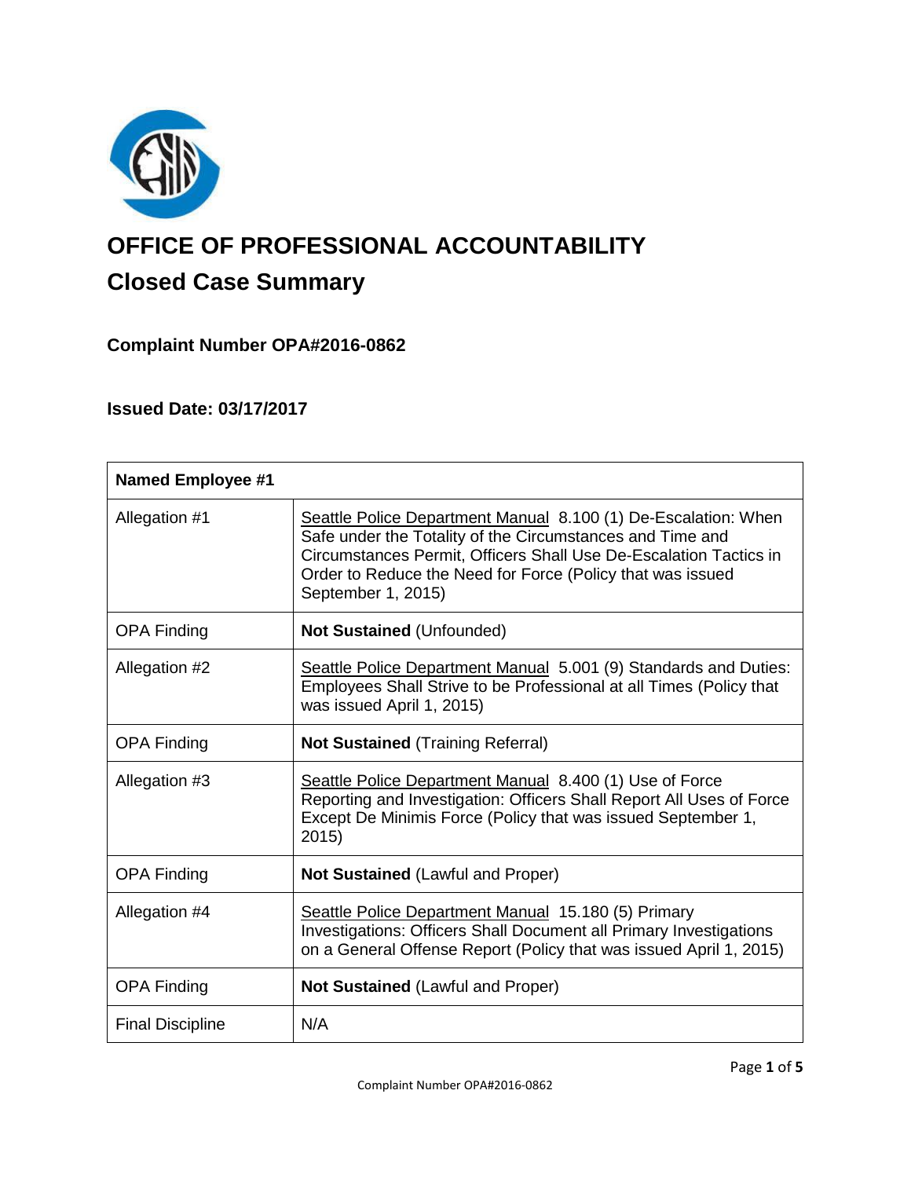# OFFICE OF PROFESSIONAL ACCOUNTABILITY

## Closed Case Summary

### Complaint Number OPA#2016-0862

### Issued Date: 03/17/2017

| **Named Employee #1** | |
|---|---|
| Allegation #1 | Seattle Police Department Manual 8.100 (1) De-Escalation: When Safe under the Totality of the Circumstances and Time and Circumstances Permit, Officers Shall Use De-Escalation Tactics in Order to Reduce the Need for Force (Policy that was issued September 1, 2015) |
| OPA Finding | **Not Sustained** (Unfounded) |
| Allegation #2 | Seattle Police Department Manual 5.001 (9) Standards and Duties: Employees Shall Strive to be Professional at all Times (Policy that was issued April 1, 2015) |
| OPA Finding | **Not Sustained** (Training Referral) |
| Allegation #3 | Seattle Police Department Manual 8.400 (1) Use of Force Reporting and Investigation: Officers Shall Report All Uses of Force Except De Minimis Force (Policy that was issued September 1, 2015) |
| OPA Finding | **Not Sustained** (Lawful and Proper) |
| Allegation #4 | Seattle Police Department Manual 15.180 (5) Primary Investigations: Officers Shall Document all Primary Investigations on a General Offense Report (Policy that was issued April 1, 2015) |
| OPA Finding | **Not Sustained** (Lawful and Proper) |
| Final Discipline | N/A |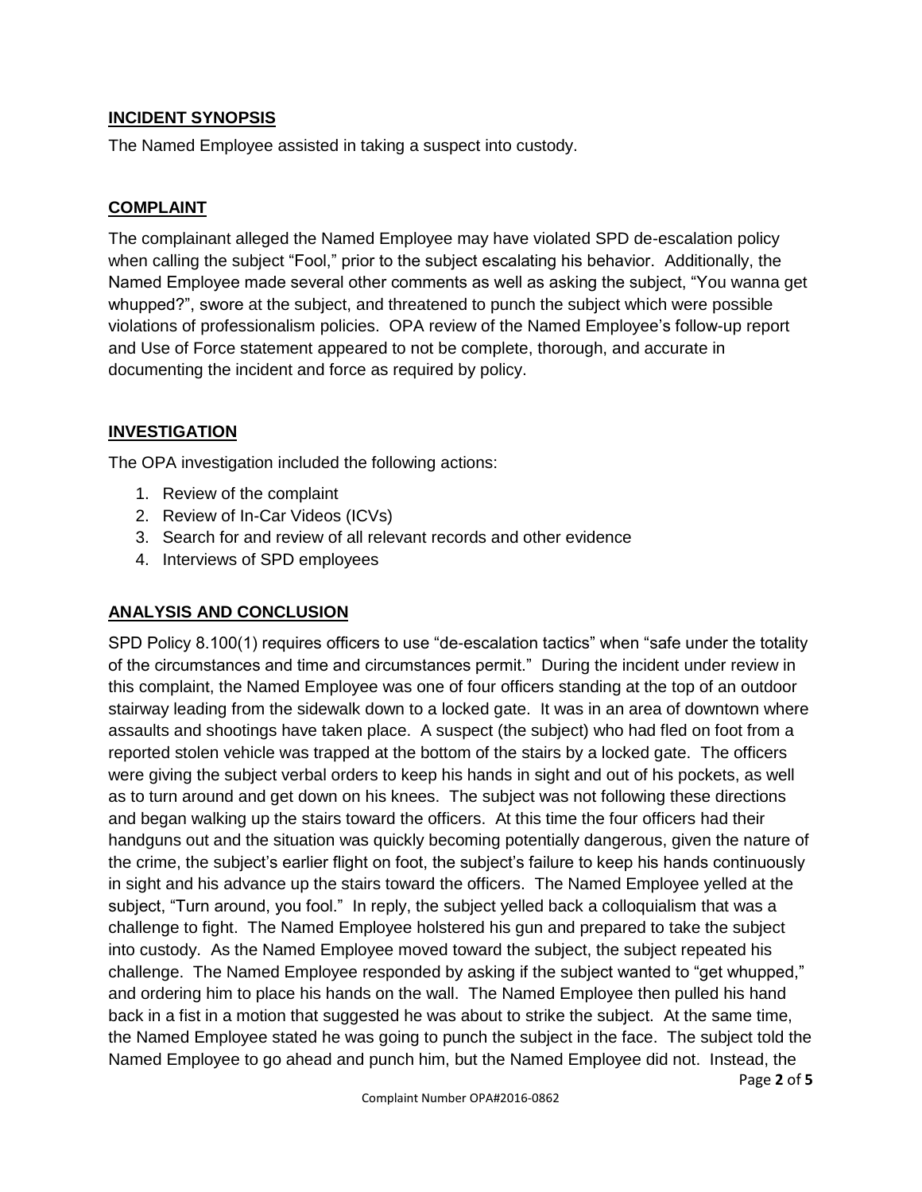## INCIDENT SYNOPSIS

The Named Employee assisted in taking a suspect into custody.

## COMPLAINT

The complainant alleged the Named Employee may have violated SPD de-escalation policy when calling the subject "Fool," prior to the subject escalating his behavior. Additionally, the Named Employee made several other comments as well as asking the subject, "You wanna get whupped?", swore at the subject, and threatened to punch the subject which were possible violations of professionalism policies. OPA review of the Named Employee's follow-up report and Use of Force statement appeared to not be complete, thorough, and accurate in documenting the incident and force as required by policy.

## INVESTIGATION

The OPA investigation included the following actions:

1. Review of the complaint
2. Review of In-Car Videos (ICVs)
3. Search for and review of all relevant records and other evidence
4. Interviews of SPD employees

## ANALYSIS AND CONCLUSION

SPD Policy 8.100(1) requires officers to use "de-escalation tactics" when "safe under the totality of the circumstances and time and circumstances permit." During the incident under review in this complaint, the Named Employee was one of four officers standing at the top of an outdoor stairway leading from the sidewalk down to a locked gate. It was in an area of downtown where assaults and shootings have taken place. A suspect (the subject) who had fled on foot from a reported stolen vehicle was trapped at the bottom of the stairs by a locked gate. The officers were giving the subject verbal orders to keep his hands in sight and out of his pockets, as well as to turn around and get down on his knees. The subject was not following these directions and began walking up the stairs toward the officers. At this time the four officers had their handguns out and the situation was quickly becoming potentially dangerous, given the nature of the crime, the subject's earlier flight on foot, the subject's failure to keep his hands continuously in sight and his advance up the stairs toward the officers. The Named Employee yelled at the subject, "Turn around, you fool." In reply, the subject yelled back a colloquialism that was a challenge to fight. The Named Employee holstered his gun and prepared to take the subject into custody. As the Named Employee moved toward the subject, the subject repeated his challenge. The Named Employee responded by asking if the subject wanted to "get whupped," and ordering him to place his hands on the wall. The Named Employee then pulled his hand back in a fist in a motion that suggested he was about to strike the subject. At the same time, the Named Employee stated he was going to punch the subject in the face. The subject told the Named Employee to go ahead and punch him, but the Named Employee did not. Instead, the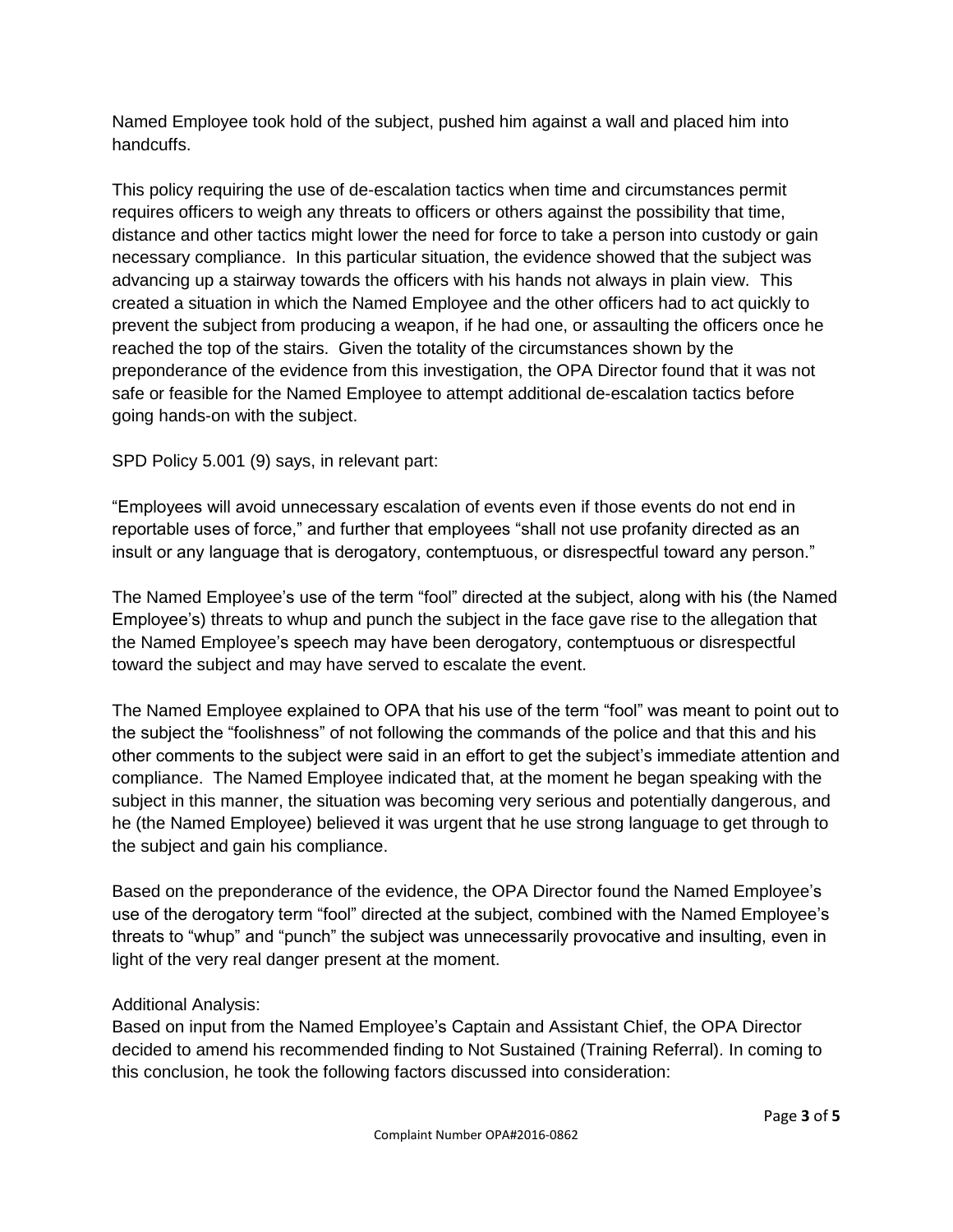Named Employee took hold of the subject, pushed him against a wall and placed him into handcuffs.

This policy requiring the use of de-escalation tactics when time and circumstances permit requires officers to weigh any threats to officers or others against the possibility that time, distance and other tactics might lower the need for force to take a person into custody or gain necessary compliance. In this particular situation, the evidence showed that the subject was advancing up a stairway towards the officers with his hands not always in plain view. This created a situation in which the Named Employee and the other officers had to act quickly to prevent the subject from producing a weapon, if he had one, or assaulting the officers once he reached the top of the stairs. Given the totality of the circumstances shown by the preponderance of the evidence from this investigation, the OPA Director found that it was not safe or feasible for the Named Employee to attempt additional de-escalation tactics before going hands-on with the subject.

SPD Policy 5.001 (9) says, in relevant part:

"Employees will avoid unnecessary escalation of events even if those events do not end in reportable uses of force," and further that employees "shall not use profanity directed as an insult or any language that is derogatory, contemptuous, or disrespectful toward any person."

The Named Employee's use of the term "fool" directed at the subject, along with his (the Named Employee's) threats to whup and punch the subject in the face gave rise to the allegation that the Named Employee's speech may have been derogatory, contemptuous or disrespectful toward the subject and may have served to escalate the event.

The Named Employee explained to OPA that his use of the term "fool" was meant to point out to the subject the "foolishness" of not following the commands of the police and that this and his other comments to the subject were said in an effort to get the subject's immediate attention and compliance. The Named Employee indicated that, at the moment he began speaking with the subject in this manner, the situation was becoming very serious and potentially dangerous, and he (the Named Employee) believed it was urgent that he use strong language to get through to the subject and gain his compliance.

Based on the preponderance of the evidence, the OPA Director found the Named Employee's use of the derogatory term "fool" directed at the subject, combined with the Named Employee's threats to "whup" and "punch" the subject was unnecessarily provocative and insulting, even in light of the very real danger present at the moment.

Additional Analysis:
Based on input from the Named Employee's Captain and Assistant Chief, the OPA Director decided to amend his recommended finding to Not Sustained (Training Referral). In coming to this conclusion, he took the following factors discussed into consideration: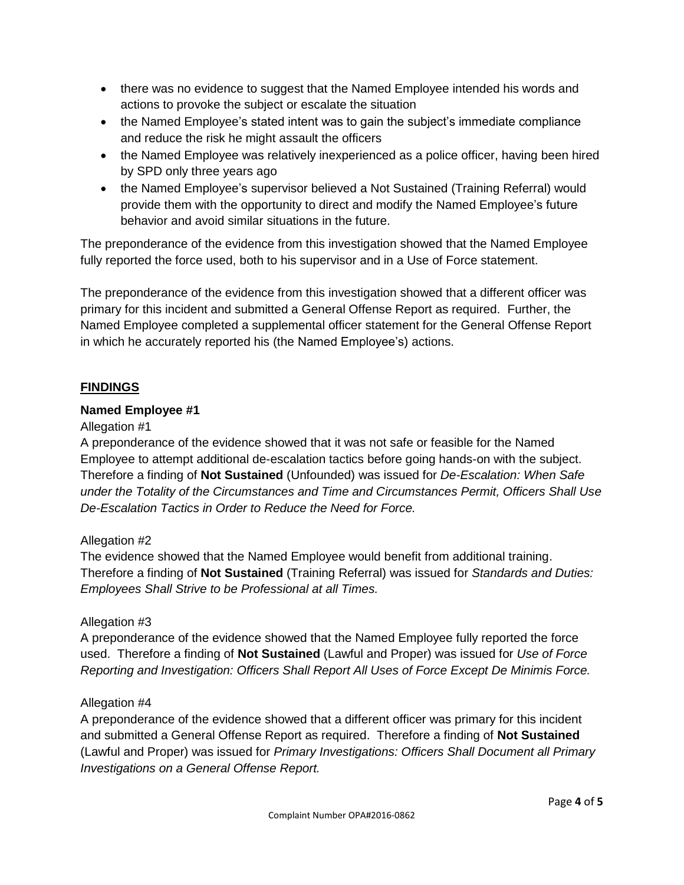- there was no evidence to suggest that the Named Employee intended his words and actions to provoke the subject or escalate the situation
- the Named Employee's stated intent was to gain the subject's immediate compliance and reduce the risk he might assault the officers
- the Named Employee was relatively inexperienced as a police officer, having been hired by SPD only three years ago
- the Named Employee's supervisor believed a Not Sustained (Training Referral) would provide them with the opportunity to direct and modify the Named Employee's future behavior and avoid similar situations in the future.

The preponderance of the evidence from this investigation showed that the Named Employee fully reported the force used, both to his supervisor and in a Use of Force statement.

The preponderance of the evidence from this investigation showed that a different officer was primary for this incident and submitted a General Offense Report as required. Further, the Named Employee completed a supplemental officer statement for the General Offense Report in which he accurately reported his (the Named Employee's) actions.

## FINDINGS

### Named Employee #1

Allegation #1

A preponderance of the evidence showed that it was not safe or feasible for the Named Employee to attempt additional de-escalation tactics before going hands-on with the subject. Therefore a finding of **Not Sustained** (Unfounded) was issued for *De-Escalation: When Safe under the Totality of the Circumstances and Time and Circumstances Permit, Officers Shall Use De-Escalation Tactics in Order to Reduce the Need for Force.*

Allegation #2

The evidence showed that the Named Employee would benefit from additional training. Therefore a finding of **Not Sustained** (Training Referral) was issued for *Standards and Duties: Employees Shall Strive to be Professional at all Times.*

Allegation #3

A preponderance of the evidence showed that the Named Employee fully reported the force used. Therefore a finding of **Not Sustained** (Lawful and Proper) was issued for *Use of Force Reporting and Investigation: Officers Shall Report All Uses of Force Except De Minimis Force.*

Allegation #4

A preponderance of the evidence showed that a different officer was primary for this incident and submitted a General Offense Report as required. Therefore a finding of **Not Sustained** (Lawful and Proper) was issued for *Primary Investigations: Officers Shall Document all Primary Investigations on a General Offense Report.*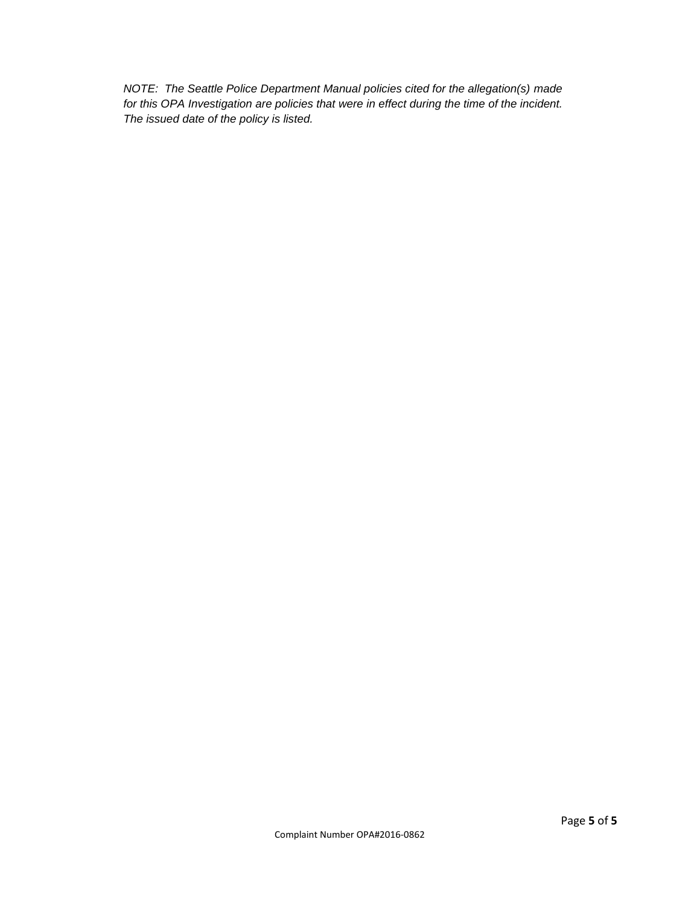*NOTE: The Seattle Police Department Manual policies cited for the allegation(s) made for this OPA Investigation are policies that were in effect during the time of the incident. The issued date of the policy is listed.*